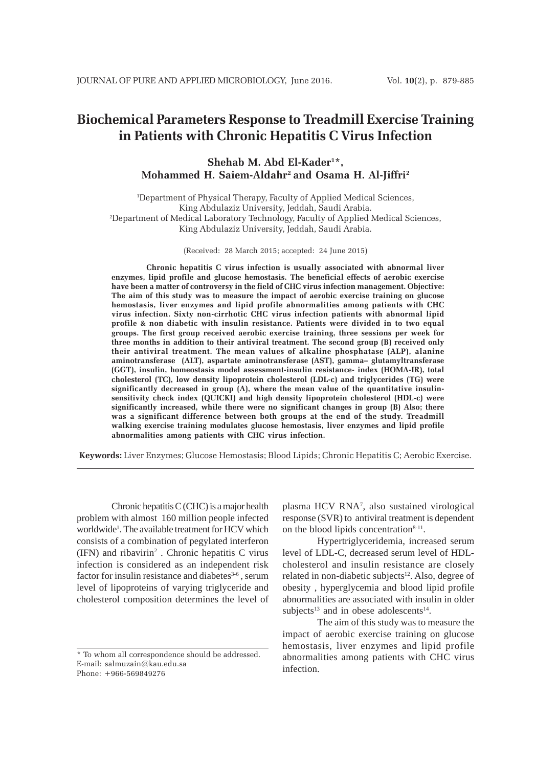# Biochemical Parameters Response to Treadmill Exercise Training in Patients with Chronic Hepatitis C Virus Infection

**Shehab M. Abd El-Kader[1]*, Mohammed H. Saiem-Aldahr[2] and Osama H. Al-Jiffri[2]**

[1]Department of Physical Therapy, Faculty of Applied Medical Sciences, King Abdulaziz University, Jeddah, Saudi Arabia.
[2]Department of Medical Laboratory Technology, Faculty of Applied Medical Sciences, King Abdulaziz University, Jeddah, Saudi Arabia.

(Received: 28 March 2015; accepted: 24 June 2015)

**Chronic hepatitis C virus infection is usually associated with abnormal liver enzymes, lipid profile and glucose hemostasis. The beneficial effects of aerobic exercise have been a matter of controversy in the field of CHC virus infection management. Objective: The aim of this study was to measure the impact of aerobic exercise training on glucose hemostasis, liver enzymes and lipid profile abnormalities among patients with CHC virus infection. Sixty non-cirrhotic CHC virus infection patients with abnormal lipid profile & non diabetic with insulin resistance. Patients were divided in to two equal groups. The first group received aerobic exercise training, three sessions per week for three months in addition to their antiviral treatment. The second group (B) received only their antiviral treatment. The mean values of alkaline phosphatase (ALP), alanine aminotransferase (ALT), aspartate aminotransferase (AST), gamma– glutamyltransferase (GGT), insulin, homeostasis model assessment-insulin resistance- index (HOMA-IR), total cholesterol (TC), low density lipoprotein cholesterol (LDL-c) and triglycerides (TG) were significantly decreased in group (A), where the mean value of the quantitative insulin-sensitivity check index (QUICKI) and high density lipoprotein cholesterol (HDL-c) were significantly increased, while there were no significant changes in group (B) Also; there was a significant difference between both groups at the end of the study. Treadmill walking exercise training modulates glucose hemostasis, liver enzymes and lipid profile abnormalities among patients with CHC virus infection.**

**Keywords:** Liver Enzymes; Glucose Hemostasis; Blood Lipids; Chronic Hepatitis C; Aerobic Exercise.

---

Chronic hepatitis C (CHC) is a major health problem with almost 160 million people infected worldwide[1]. The available treatment for HCV which consists of a combination of pegylated interferon (IFN) and ribavirin[2] . Chronic hepatitis C virus infection is considered as an independent risk factor for insulin resistance and diabetes[3-6] , serum level of lipoproteins of varying triglyceride and cholesterol composition determines the level of plasma HCV RNA[7], also sustained virological response (SVR) to antiviral treatment is dependent on the blood lipids concentration[8-11].

Hypertriglyceridemia, increased serum level of LDL-C, decreased serum level of HDL-cholesterol and insulin resistance are closely related in non-diabetic subjects[12]. Also, degree of obesity , hyperglycemia and blood lipid profile abnormalities are associated with insulin in older subjects[13] and in obese adolescents[14].

The aim of this study was to measure the impact of aerobic exercise training on glucose hemostasis, liver enzymes and lipid profile abnormalities among patients with CHC virus infection.

---

* To whom all correspondence should be addressed.
E-mail: salmuzain@kau.edu.sa
Phone: +966-569849276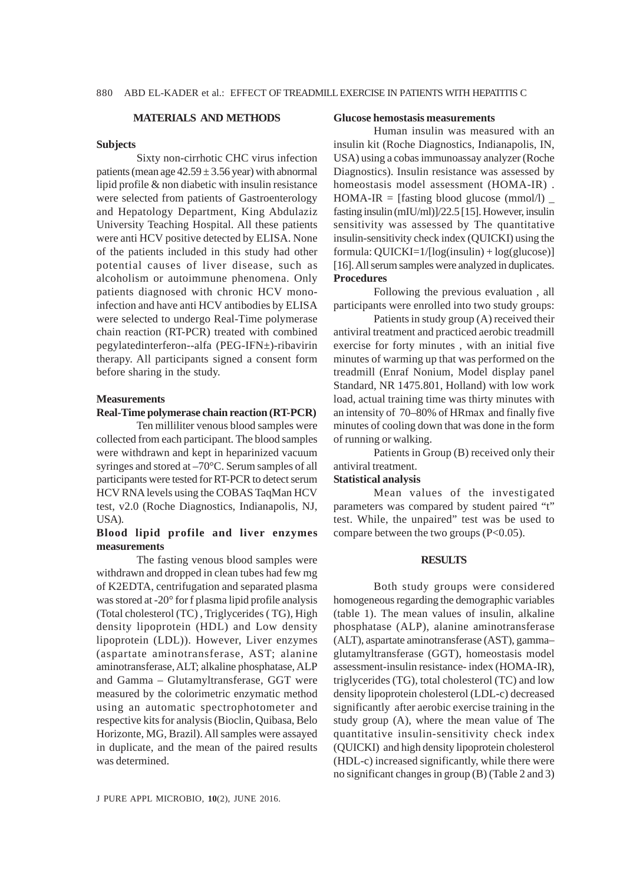## MATERIALS AND METHODS

### Subjects

Sixty non-cirrhotic CHC virus infection patients (mean age $42.59 \pm 3.56$ year) with abnormal lipid profile & non diabetic with insulin resistance were selected from patients of Gastroenterology and Hepatology Department, King Abdulaziz University Teaching Hospital. All these patients were anti HCV positive detected by ELISA. None of the patients included in this study had other potential causes of liver disease, such as alcoholism or autoimmune phenomena. Only patients diagnosed with chronic HCV mono-infection and have anti HCV antibodies by ELISA were selected to undergo Real-Time polymerase chain reaction (RT-PCR) treated with combined pegylatedinterferon--alfa (PEG-IFN±)-ribavirin therapy. All participants signed a consent form before sharing in the study.

### Measurements

**Real-Time polymerase chain reaction (RT-PCR)**

Ten milliliter venous blood samples were collected from each participant. The blood samples were withdrawn and kept in heparinized vacuum syringes and stored at –70°C. Serum samples of all participants were tested for RT-PCR to detect serum HCV RNA levels using the COBAS TaqMan HCV test, v2.0 (Roche Diagnostics, Indianapolis, NJ, USA).

**Blood lipid profile and liver enzymes measurements**

The fasting venous blood samples were withdrawn and dropped in clean tubes had few mg of K2EDTA, centrifugation and separated plasma was stored at -20° for f plasma lipid profile analysis (Total cholesterol (TC) , Triglycerides ( TG), High density lipoprotein (HDL) and Low density lipoprotein (LDL)). However, Liver enzymes (aspartate aminotransferase, AST; alanine aminotransferase, ALT; alkaline phosphatase, ALP and Gamma – Glutamyltransferase, GGT were measured by the colorimetric enzymatic method using an automatic spectrophotometer and respective kits for analysis (Bioclin, Quibasa, Belo Horizonte, MG, Brazil). All samples were assayed in duplicate, and the mean of the paired results was determined.

**Glucose hemostasis measurements**

Human insulin was measured with an insulin kit (Roche Diagnostics, Indianapolis, IN, USA) using a cobas immunoassay analyzer (Roche Diagnostics). Insulin resistance was assessed by homeostasis model assessment (HOMA-IR) . HOMA-IR = [fasting blood glucose (mmol/l) _ fasting insulin (mIU/ml)]/22.5 [15]. However, insulin sensitivity was assessed by The quantitative insulin-sensitivity check index (QUICKI) using the formula: QUICKI=1/[log(insulin) + log(glucose)] [16]. All serum samples were analyzed in duplicates.

### Procedures

Following the previous evaluation , all participants were enrolled into two study groups:

Patients in study group (A) received their antiviral treatment and practiced aerobic treadmill exercise for forty minutes , with an initial five minutes of warming up that was performed on the treadmill (Enraf Nonium, Model display panel Standard, NR 1475.801, Holland) with low work load, actual training time was thirty minutes with an intensity of 70–80% of HRmax and finally five minutes of cooling down that was done in the form of running or walking.

Patients in Group (B) received only their antiviral treatment.

### Statistical analysis

Mean values of the investigated parameters was compared by student paired "t" test. While, the unpaired" test was be used to compare between the two groups ($P<0.05$).

## RESULTS

Both study groups were considered homogeneous regarding the demographic variables (table 1). The mean values of insulin, alkaline phosphatase (ALP), alanine aminotransferase (ALT), aspartate aminotransferase (AST), gamma–glutamyltransferase (GGT), homeostasis model assessment-insulin resistance- index (HOMA-IR), triglycerides (TG), total cholesterol (TC) and low density lipoprotein cholesterol (LDL-c) decreased significantly after aerobic exercise training in the study group (A), where the mean value of The quantitative insulin-sensitivity check index (QUICKI) and high density lipoprotein cholesterol (HDL-c) increased significantly, while there were no significant changes in group (B) (Table 2 and 3)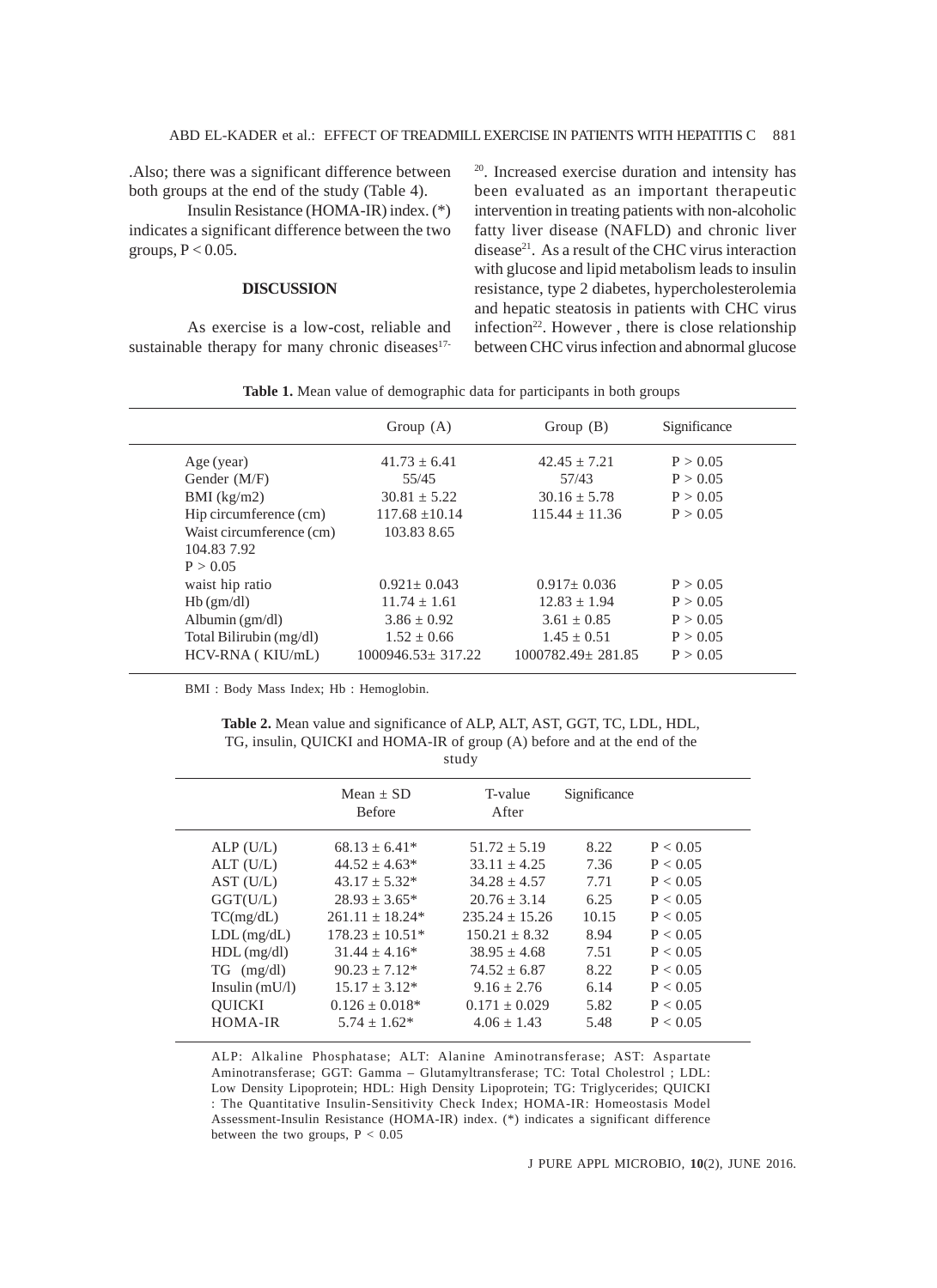.Also; there was a significant difference between both groups at the end of the study (Table 4).

Insulin Resistance (HOMA-IR) index. (*) indicates a significant difference between the two groups, $P < 0.05$.

## DISCUSSION

As exercise is a low-cost, reliable and sustainable therapy for many chronic diseases[17-20]. Increased exercise duration and intensity has been evaluated as an important therapeutic intervention in treating patients with non-alcoholic fatty liver disease (NAFLD) and chronic liver disease[21]. As a result of the CHC virus interaction with glucose and lipid metabolism leads to insulin resistance, type 2 diabetes, hypercholesterolemia and hepatic steatosis in patients with CHC virus infection[22]. However , there is close relationship between CHC virus infection and abnormal glucose

**Table 1.** Mean value of demographic data for participants in both groups

| | Group (A) | Group (B) | Significance |
|---|---|---|---|
| Age (year) | $41.73 \pm 6.41$ | $42.45 \pm 7.21$ | $P > 0.05$ |
| Gender (M/F) | 55/45 | 57/43 | $P > 0.05$ |
| BMI (kg/m2) | $30.81 \pm 5.22$ | $30.16 \pm 5.78$ | $P > 0.05$ |
| Hip circumference (cm) | $117.68 \pm 10.14$ | $115.44 \pm 11.36$ | $P > 0.05$ |
| Waist circumference (cm) | 103.83 8.65 | 104.83 7.92 | $P > 0.05$ |
| waist hip ratio | $0.921 \pm 0.043$ | $0.917 \pm 0.036$ | $P > 0.05$ |
| Hb (gm/dl) | $11.74 \pm 1.61$ | $12.83 \pm 1.94$ | $P > 0.05$ |
| Albumin (gm/dl) | $3.86 \pm 0.92$ | $3.61 \pm 0.85$ | $P > 0.05$ |
| Total Bilirubin (mg/dl) | $1.52 \pm 0.66$ | $1.45 \pm 0.51$ | $P > 0.05$ |
| HCV-RNA ( KIU/mL) | $1000946.53 \pm 317.22$ | $1000782.49 \pm 281.85$ | $P > 0.05$ |

BMI : Body Mass Index; Hb : Hemoglobin.

**Table 2.** Mean value and significance of ALP, ALT, AST, GGT, TC, LDL, HDL, TG, insulin, QUICKI and HOMA-IR of group (A) before and at the end of the study

| | Mean ± SD Before | T-value After | Significance | |
|---|---|---|---|---|
| ALP (U/L) | $68.13 \pm 6.41$* | $51.72 \pm 5.19$ | 8.22 | $P < 0.05$ |
| ALT (U/L) | $44.52 \pm 4.63$* | $33.11 \pm 4.25$ | 7.36 | $P < 0.05$ |
| AST (U/L) | $43.17 \pm 5.32$* | $34.28 \pm 4.57$ | 7.71 | $P < 0.05$ |
| GGT(U/L) | $28.93 \pm 3.65$* | $20.76 \pm 3.14$ | 6.25 | $P < 0.05$ |
| TC(mg/dL) | $261.11 \pm 18.24$* | $235.24 \pm 15.26$ | 10.15 | $P < 0.05$ |
| LDL (mg/dL) | $178.23 \pm 10.51$* | $150.21 \pm 8.32$ | 8.94 | $P < 0.05$ |
| HDL (mg/dl) | $31.44 \pm 4.16$* | $38.95 \pm 4.68$ | 7.51 | $P < 0.05$ |
| TG (mg/dl) | $90.23 \pm 7.12$* | $74.52 \pm 6.87$ | 8.22 | $P < 0.05$ |
| Insulin (mU/l) | $15.17 \pm 3.12$* | $9.16 \pm 2.76$ | 6.14 | $P < 0.05$ |
| QUICKI | $0.126 \pm 0.018$* | $0.171 \pm 0.029$ | 5.82 | $P < 0.05$ |
| HOMA-IR | $5.74 \pm 1.62$* | $4.06 \pm 1.43$ | 5.48 | $P < 0.05$ |

ALP: Alkaline Phosphatase; ALT: Alanine Aminotransferase; AST: Aspartate Aminotransferase; GGT: Gamma – Glutamyltransferase; TC: Total Cholestrol ; LDL: Low Density Lipoprotein; HDL: High Density Lipoprotein; TG: Triglycerides; QUICKI : The Quantitative Insulin-Sensitivity Check Index; HOMA-IR: Homeostasis Model Assessment-Insulin Resistance (HOMA-IR) index. (*) indicates a significant difference between the two groups, $P < 0.05$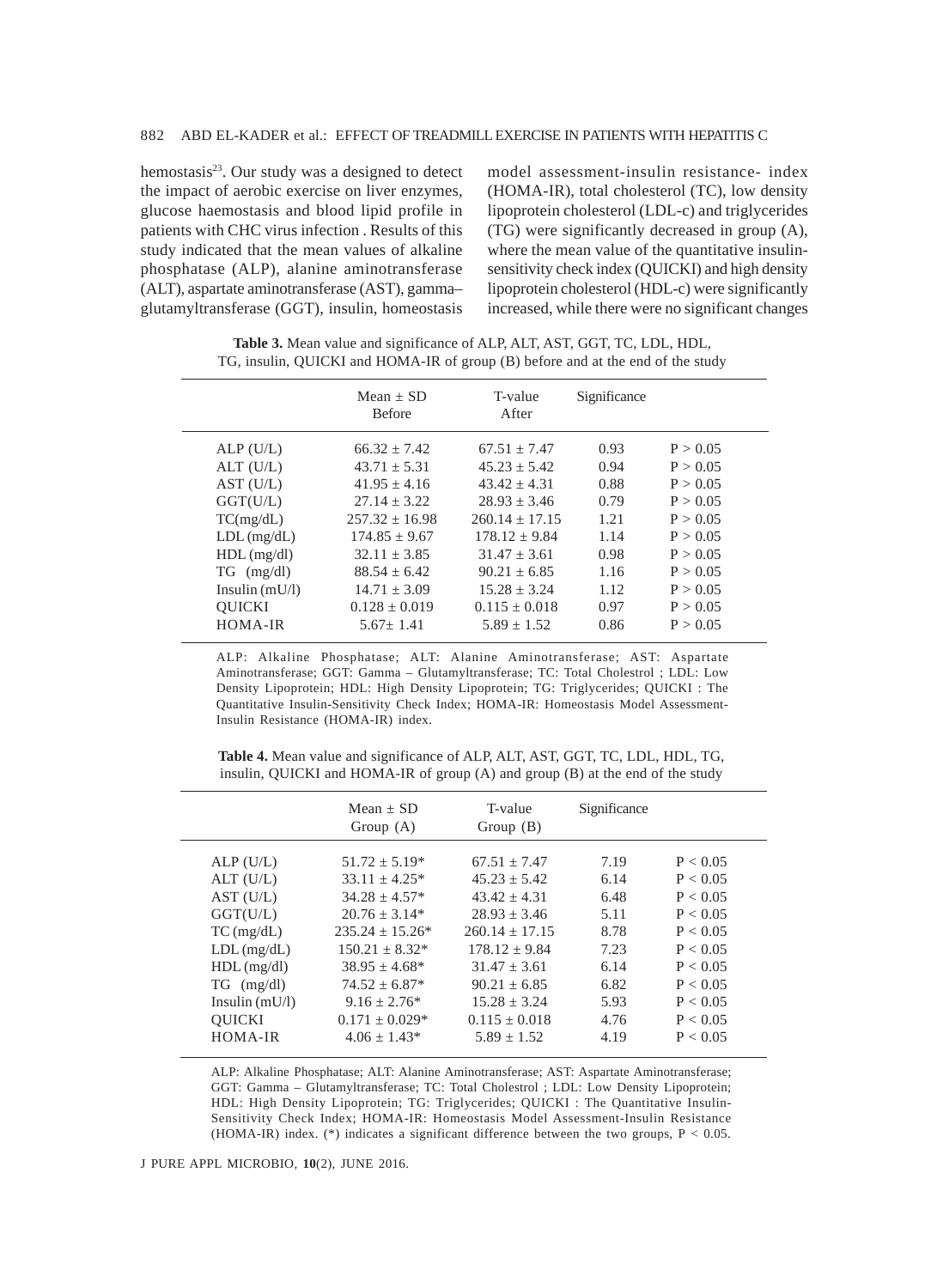hemostasis[23]. Our study was a designed to detect the impact of aerobic exercise on liver enzymes, glucose haemostasis and blood lipid profile in patients with CHC virus infection . Results of this study indicated that the mean values of alkaline phosphatase (ALP), alanine aminotransferase (ALT), aspartate aminotransferase (AST), gamma–glutamyltransferase (GGT), insulin, homeostasis model assessment-insulin resistance- index (HOMA-IR), total cholesterol (TC), low density lipoprotein cholesterol (LDL-c) and triglycerides (TG) were significantly decreased in group (A), where the mean value of the quantitative insulin-sensitivity check index (QUICKI) and high density lipoprotein cholesterol (HDL-c) were significantly increased, while there were no significant changes

**Table 3.** Mean value and significance of ALP, ALT, AST, GGT, TC, LDL, HDL, TG, insulin, QUICKI and HOMA-IR of group (B) before and at the end of the study

| | Mean ± SD Before | T-value After | Significance | |
|---|---|---|---|---|
| ALP (U/L) | 66.32 ± 7.42 | 67.51 ± 7.47 | 0.93 | P > 0.05 |
| ALT (U/L) | 43.71 ± 5.31 | 45.23 ± 5.42 | 0.94 | P > 0.05 |
| AST (U/L) | 41.95 ± 4.16 | 43.42 ± 4.31 | 0.88 | P > 0.05 |
| GGT(U/L) | 27.14 ± 3.22 | 28.93 ± 3.46 | 0.79 | P > 0.05 |
| TC(mg/dL) | 257.32 ± 16.98 | 260.14 ± 17.15 | 1.21 | P > 0.05 |
| LDL (mg/dL) | 174.85 ± 9.67 | 178.12 ± 9.84 | 1.14 | P > 0.05 |
| HDL (mg/dl) | 32.11 ± 3.85 | 31.47 ± 3.61 | 0.98 | P > 0.05 |
| TG (mg/dl) | 88.54 ± 6.42 | 90.21 ± 6.85 | 1.16 | P > 0.05 |
| Insulin (mU/l) | 14.71 ± 3.09 | 15.28 ± 3.24 | 1.12 | P > 0.05 |
| QUICKI | 0.128 ± 0.019 | 0.115 ± 0.018 | 0.97 | P > 0.05 |
| HOMA-IR | 5.67± 1.41 | 5.89 ± 1.52 | 0.86 | P > 0.05 |

ALP: Alkaline Phosphatase; ALT: Alanine Aminotransferase; AST: Aspartate Aminotransferase; GGT: Gamma – Glutamyltransferase; TC: Total Cholestrol ; LDL: Low Density Lipoprotein; HDL: High Density Lipoprotein; TG: Triglycerides; QUICKI : The Quantitative Insulin-Sensitivity Check Index; HOMA-IR: Homeostasis Model Assessment-Insulin Resistance (HOMA-IR) index.

**Table 4.** Mean value and significance of ALP, ALT, AST, GGT, TC, LDL, HDL, TG, insulin, QUICKI and HOMA-IR of group (A) and group (B) at the end of the study

| | Mean ± SD Group (A) | T-value Group (B) | Significance | |
|---|---|---|---|---|
| ALP (U/L) | 51.72 ± 5.19* | 67.51 ± 7.47 | 7.19 | P < 0.05 |
| ALT (U/L) | 33.11 ± 4.25* | 45.23 ± 5.42 | 6.14 | P < 0.05 |
| AST (U/L) | 34.28 ± 4.57* | 43.42 ± 4.31 | 6.48 | P < 0.05 |
| GGT(U/L) | 20.76 ± 3.14* | 28.93 ± 3.46 | 5.11 | P < 0.05 |
| TC (mg/dL) | 235.24 ± 15.26* | 260.14 ± 17.15 | 8.78 | P < 0.05 |
| LDL (mg/dL) | 150.21 ± 8.32* | 178.12 ± 9.84 | 7.23 | P < 0.05 |
| HDL (mg/dl) | 38.95 ± 4.68* | 31.47 ± 3.61 | 6.14 | P < 0.05 |
| TG (mg/dl) | 74.52 ± 6.87* | 90.21 ± 6.85 | 6.82 | P < 0.05 |
| Insulin (mU/l) | 9.16 ± 2.76* | 15.28 ± 3.24 | 5.93 | P < 0.05 |
| QUICKI | 0.171 ± 0.029* | 0.115 ± 0.018 | 4.76 | P < 0.05 |
| HOMA-IR | 4.06 ± 1.43* | 5.89 ± 1.52 | 4.19 | P < 0.05 |

ALP: Alkaline Phosphatase; ALT: Alanine Aminotransferase; AST: Aspartate Aminotransferase; GGT: Gamma – Glutamyltransferase; TC: Total Cholestrol ; LDL: Low Density Lipoprotein; HDL: High Density Lipoprotein; TG: Triglycerides; QUICKI : The Quantitative Insulin-Sensitivity Check Index; HOMA-IR: Homeostasis Model Assessment-Insulin Resistance (HOMA-IR) index. (*) indicates a significant difference between the two groups, $P < 0.05$.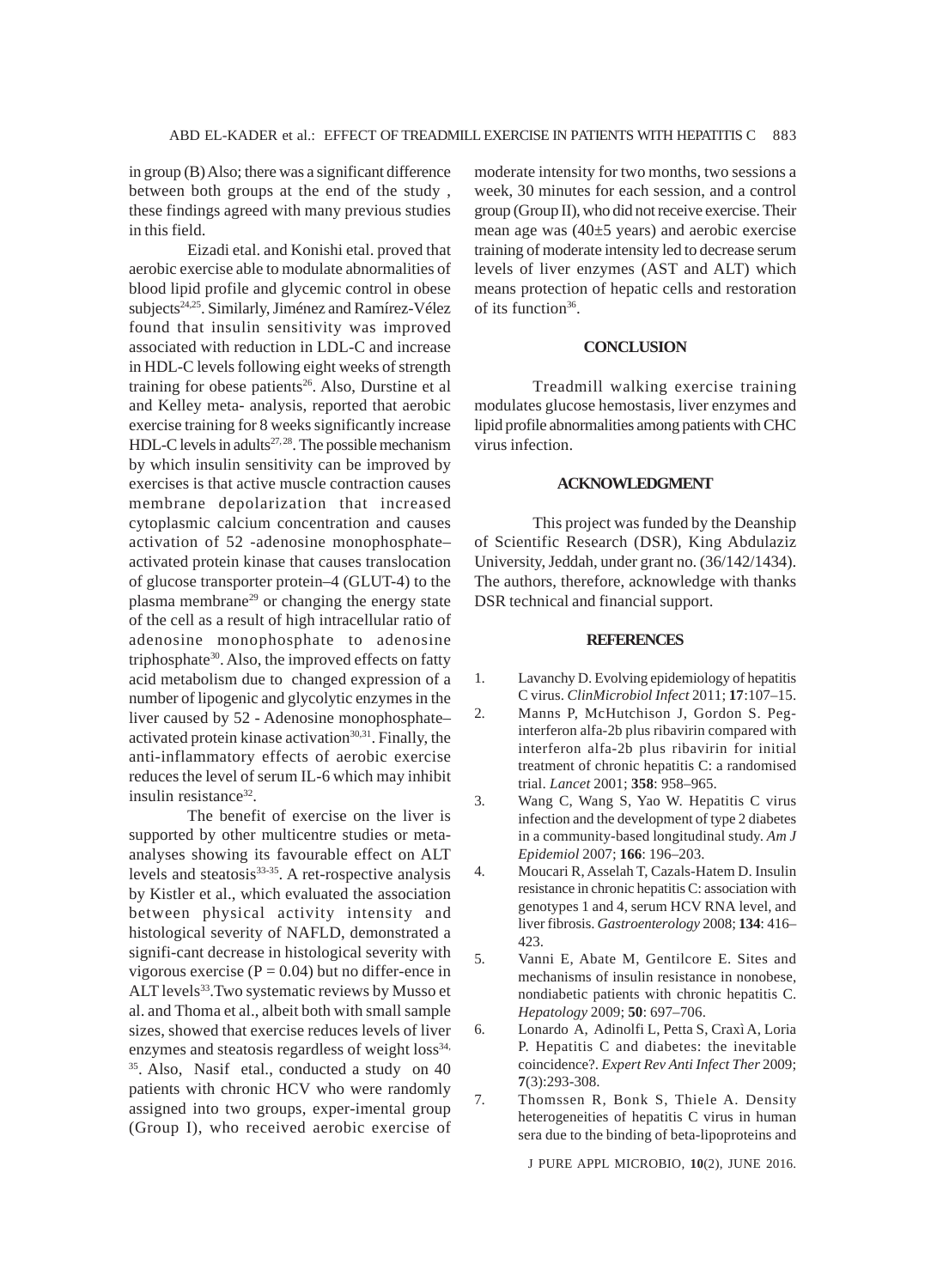in group (B) Also; there was a significant difference between both groups at the end of the study , these findings agreed with many previous studies in this field.

Eizadi etal. and Konishi etal. proved that aerobic exercise able to modulate abnormalities of blood lipid profile and glycemic control in obese subjects[24,25]. Similarly, Jiménez and Ramírez-Vélez found that insulin sensitivity was improved associated with reduction in LDL-C and increase in HDL-C levels following eight weeks of strength training for obese patients[26]. Also, Durstine et al and Kelley meta- analysis, reported that aerobic exercise training for 8 weeks significantly increase HDL-C levels in adults[27, 28]. The possible mechanism by which insulin sensitivity can be improved by exercises is that active muscle contraction causes membrane depolarization that increased cytoplasmic calcium concentration and causes activation of 52 -adenosine monophosphate–activated protein kinase that causes translocation of glucose transporter protein–4 (GLUT-4) to the plasma membrane[29] or changing the energy state of the cell as a result of high intracellular ratio of adenosine monophosphate to adenosine triphosphate[30]. Also, the improved effects on fatty acid metabolism due to changed expression of a number of lipogenic and glycolytic enzymes in the liver caused by 52 - Adenosine monophosphate–activated protein kinase activation[30,31]. Finally, the anti-inflammatory effects of aerobic exercise reduces the level of serum IL-6 which may inhibit insulin resistance[32].

The benefit of exercise on the liver is supported by other multicentre studies or meta-analyses showing its favourable effect on ALT levels and steatosis[33-35]. A ret-rospective analysis by Kistler et al., which evaluated the association between physical activity intensity and histological severity of NAFLD, demonstrated a signifi-cant decrease in histological severity with vigorous exercise ($P = 0.04$) but no differ-ence in ALT levels[33].Two systematic reviews by Musso et al. and Thoma et al., albeit both with small sample sizes, showed that exercise reduces levels of liver enzymes and steatosis regardless of weight loss[34, 35]. Also, Nasif etal., conducted a study on 40 patients with chronic HCV who were randomly assigned into two groups, exper-imental group (Group I), who received aerobic exercise of moderate intensity for two months, two sessions a week, 30 minutes for each session, and a control group (Group II), who did not receive exercise. Their mean age was (40±5 years) and aerobic exercise training of moderate intensity led to decrease serum levels of liver enzymes (AST and ALT) which means protection of hepatic cells and restoration of its function[36].

## CONCLUSION

Treadmill walking exercise training modulates glucose hemostasis, liver enzymes and lipid profile abnormalities among patients with CHC virus infection.

## ACKNOWLEDGMENT

This project was funded by the Deanship of Scientific Research (DSR), King Abdulaziz University, Jeddah, under grant no. (36/142/1434). The authors, therefore, acknowledge with thanks DSR technical and financial support.

## REFERENCES

1. Lavanchy D. Evolving epidemiology of hepatitis C virus. *ClinMicrobiol Infect* 2011; **17**:107–15.
2. Manns P, McHutchison J, Gordon S. Peg-interferon alfa-2b plus ribavirin compared with interferon alfa-2b plus ribavirin for initial treatment of chronic hepatitis C: a randomised trial. *Lancet* 2001; **358**: 958–965.
3. Wang C, Wang S, Yao W. Hepatitis C virus infection and the development of type 2 diabetes in a community-based longitudinal study. *Am J Epidemiol* 2007; **166**: 196–203.
4. Moucari R, Asselah T, Cazals-Hatem D. Insulin resistance in chronic hepatitis C: association with genotypes 1 and 4, serum HCV RNA level, and liver fibrosis. *Gastroenterology* 2008; **134**: 416–423.
5. Vanni E, Abate M, Gentilcore E. Sites and mechanisms of insulin resistance in nonobese, nondiabetic patients with chronic hepatitis C. *Hepatology* 2009; **50**: 697–706.
6. Lonardo A, Adinolfi L, Petta S, Craxì A, Loria P. Hepatitis C and diabetes: the inevitable coincidence?. *Expert Rev Anti Infect Ther* 2009; **7**(3):293-308.
7. Thomssen R, Bonk S, Thiele A. Density heterogeneities of hepatitis C virus in human sera due to the binding of beta-lipoproteins and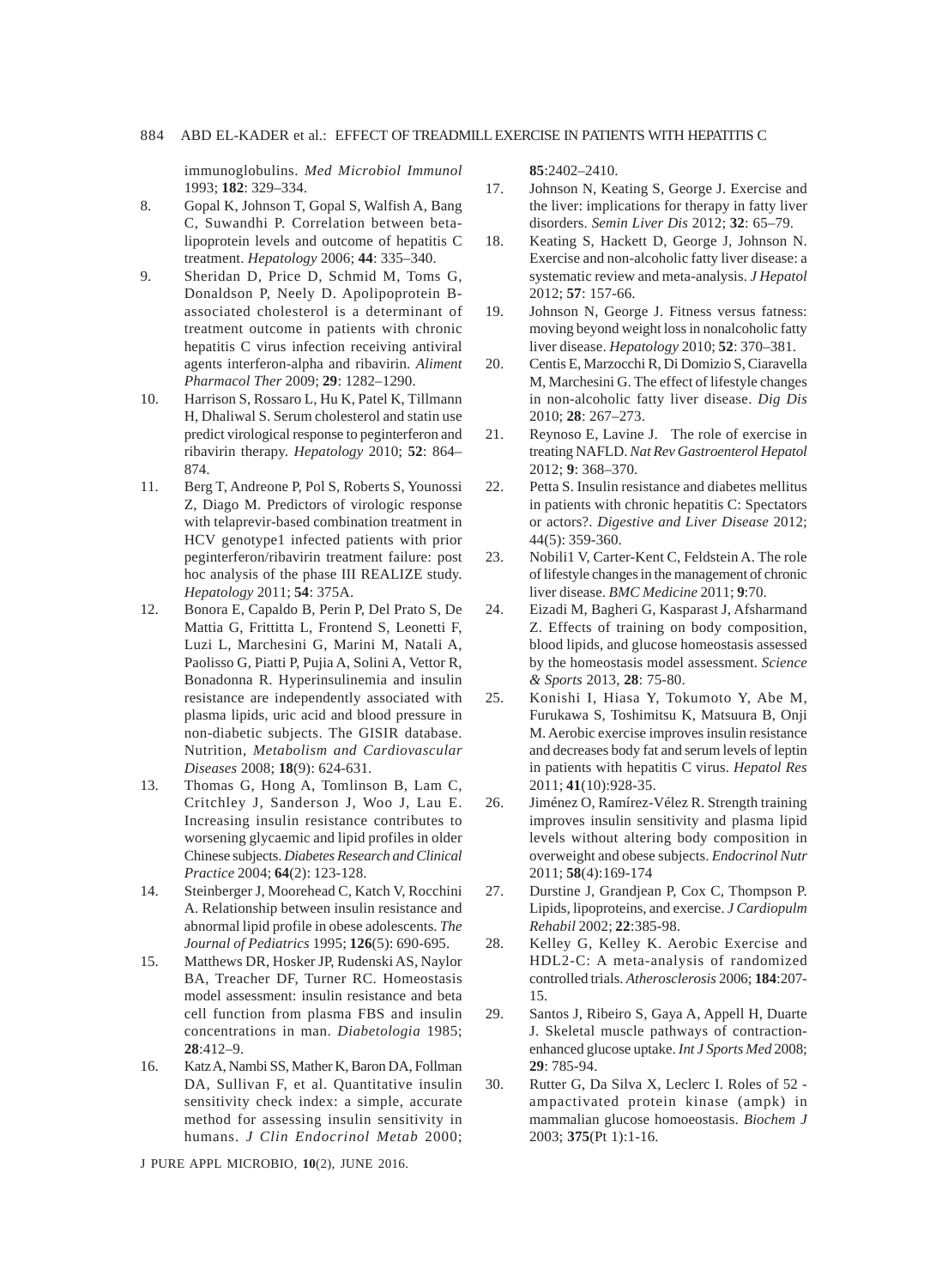immunoglobulins. *Med Microbiol Immunol* 1993; **182**: 329–334.

8. Gopal K, Johnson T, Gopal S, Walfish A, Bang C, Suwandhi P. Correlation between beta-lipoprotein levels and outcome of hepatitis C treatment. *Hepatology* 2006; **44**: 335–340.
9. Sheridan D, Price D, Schmid M, Toms G, Donaldson P, Neely D. Apolipoprotein B-associated cholesterol is a determinant of treatment outcome in patients with chronic hepatitis C virus infection receiving antiviral agents interferon-alpha and ribavirin. *Aliment Pharmacol Ther* 2009; **29**: 1282–1290.
10. Harrison S, Rossaro L, Hu K, Patel K, Tillmann H, Dhaliwal S. Serum cholesterol and statin use predict virological response to peginterferon and ribavirin therapy. *Hepatology* 2010; **52**: 864–874.
11. Berg T, Andreone P, Pol S, Roberts S, Younossi Z, Diago M. Predictors of virologic response with telaprevir-based combination treatment in HCV genotype1 infected patients with prior peginterferon/ribavirin treatment failure: post hoc analysis of the phase III REALIZE study. *Hepatology* 2011; **54**: 375A.
12. Bonora E, Capaldo B, Perin P, Del Prato S, De Mattia G, Frittitta L, Frontend S, Leonetti F, Luzi L, Marchesini G, Marini M, Natali A, Paolisso G, Piatti P, Pujia A, Solini A, Vettor R, Bonadonna R. Hyperinsulinemia and insulin resistance are independently associated with plasma lipids, uric acid and blood pressure in non-diabetic subjects. The GISIR database. Nutrition, *Metabolism and Cardiovascular Diseases* 2008; **18**(9): 624-631.
13. Thomas G, Hong A, Tomlinson B, Lam C, Critchley J, Sanderson J, Woo J, Lau E. Increasing insulin resistance contributes to worsening glycaemic and lipid profiles in older Chinese subjects. *Diabetes Research and Clinical Practice* 2004; **64**(2): 123-128.
14. Steinberger J, Moorehead C, Katch V, Rocchini A. Relationship between insulin resistance and abnormal lipid profile in obese adolescents. *The Journal of Pediatrics* 1995; **126**(5): 690-695.
15. Matthews DR, Hosker JP, Rudenski AS, Naylor BA, Treacher DF, Turner RC. Homeostasis model assessment: insulin resistance and beta cell function from plasma FBS and insulin concentrations in man. *Diabetologia* 1985; **28**:412–9.
16. Katz A, Nambi SS, Mather K, Baron DA, Follman DA, Sullivan F, et al. Quantitative insulin sensitivity check index: a simple, accurate method for assessing insulin sensitivity in humans. *J Clin Endocrinol Metab* 2000; **85**:2402–2410.
17. Johnson N, Keating S, George J. Exercise and the liver: implications for therapy in fatty liver disorders. *Semin Liver Dis* 2012; **32**: 65–79.
18. Keating S, Hackett D, George J, Johnson N. Exercise and non-alcoholic fatty liver disease: a systematic review and meta-analysis. *J Hepatol* 2012; **57**: 157-66.
19. Johnson N, George J. Fitness versus fatness: moving beyond weight loss in nonalcoholic fatty liver disease. *Hepatology* 2010; **52**: 370–381.
20. Centis E, Marzocchi R, Di Domizio S, Ciaravella M, Marchesini G. The effect of lifestyle changes in non-alcoholic fatty liver disease. *Dig Dis* 2010; **28**: 267–273.
21. Reynoso E, Lavine J. The role of exercise in treating NAFLD. *Nat Rev Gastroenterol Hepatol* 2012; **9**: 368–370.
22. Petta S. Insulin resistance and diabetes mellitus in patients with chronic hepatitis C: Spectators or actors?. *Digestive and Liver Disease* 2012; 44(5): 359-360.
23. Nobili1 V, Carter-Kent C, Feldstein A. The role of lifestyle changes in the management of chronic liver disease. *BMC Medicine* 2011; **9**:70.
24. Eizadi M, Bagheri G, Kasparast J, Afsharmand Z. Effects of training on body composition, blood lipids, and glucose homeostasis assessed by the homeostasis model assessment. *Science & Sports* 2013, **28**: 75-80.
25. Konishi I, Hiasa Y, Tokumoto Y, Abe M, Furukawa S, Toshimitsu K, Matsuura B, Onji M. Aerobic exercise improves insulin resistance and decreases body fat and serum levels of leptin in patients with hepatitis C virus. *Hepatol Res* 2011; **41**(10):928-35.
26. Jiménez O, Ramírez-Vélez R. Strength training improves insulin sensitivity and plasma lipid levels without altering body composition in overweight and obese subjects. *Endocrinol Nutr* 2011; **58**(4):169-174
27. Durstine J, Grandjean P, Cox C, Thompson P. Lipids, lipoproteins, and exercise. *J Cardiopulm Rehabil* 2002; **22**:385-98.
28. Kelley G, Kelley K. Aerobic Exercise and HDL2-C: A meta-analysis of randomized controlled trials. *Atherosclerosis* 2006; **184**:207-15.
29. Santos J, Ribeiro S, Gaya A, Appell H, Duarte J. Skeletal muscle pathways of contraction-enhanced glucose uptake. *Int J Sports Med* 2008; **29**: 785-94.
30. Rutter G, Da Silva X, Leclerc I. Roles of 52 - ampactivated protein kinase (ampk) in mammalian glucose homoeostasis. *Biochem J* 2003; **375**(Pt 1):1-16.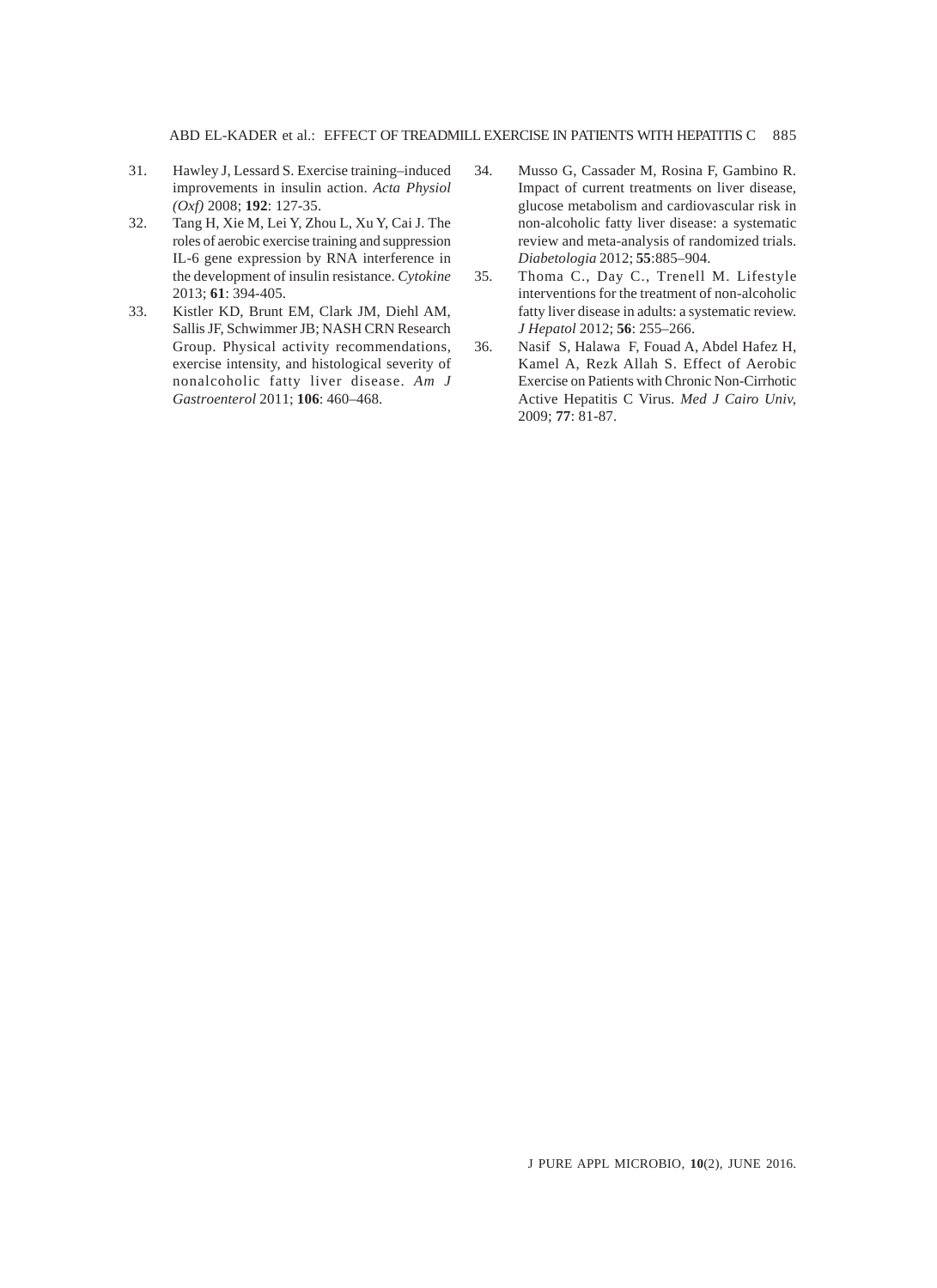31. Hawley J, Lessard S. Exercise training–induced improvements in insulin action. *Acta Physiol (Oxf)* 2008; **192**: 127-35.
32. Tang H, Xie M, Lei Y, Zhou L, Xu Y, Cai J. The roles of aerobic exercise training and suppression IL-6 gene expression by RNA interference in the development of insulin resistance. *Cytokine* 2013; **61**: 394-405.
33. Kistler KD, Brunt EM, Clark JM, Diehl AM, Sallis JF, Schwimmer JB; NASH CRN Research Group. Physical activity recommendations, exercise intensity, and histological severity of nonalcoholic fatty liver disease. *Am J Gastroenterol* 2011; **106**: 460–468.
34. Musso G, Cassader M, Rosina F, Gambino R. Impact of current treatments on liver disease, glucose metabolism and cardiovascular risk in non-alcoholic fatty liver disease: a systematic review and meta-analysis of randomized trials. *Diabetologia* 2012; **55**:885–904.
35. Thoma C., Day C., Trenell M. Lifestyle interventions for the treatment of non-alcoholic fatty liver disease in adults: a systematic review. *J Hepatol* 2012; **56**: 255–266.
36. Nasif S, Halawa F, Fouad A, Abdel Hafez H, Kamel A, Rezk Allah S. Effect of Aerobic Exercise on Patients with Chronic Non-Cirrhotic Active Hepatitis C Virus. *Med J Cairo Univ*, 2009; **77**: 81-87.